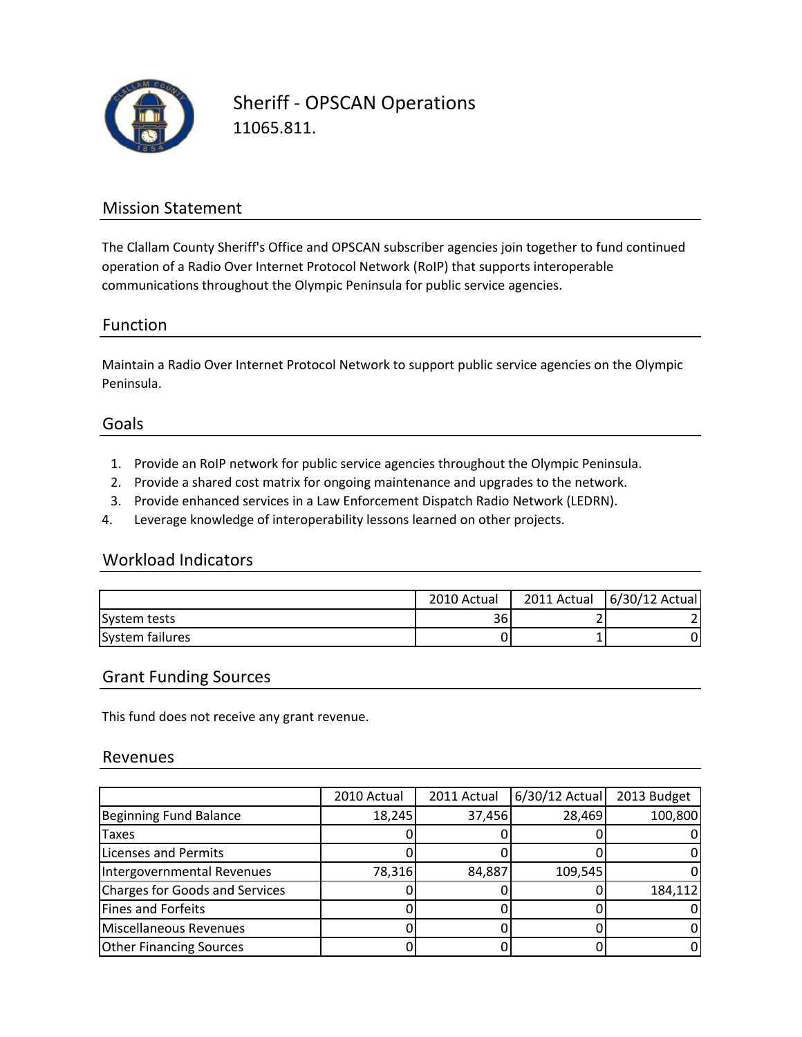# Sheriff - OPSCAN Operations

11065.811.

## Mission Statement

The Clallam County Sheriff's Office and OPSCAN subscriber agencies join together to fund continued operation of a Radio Over Internet Protocol Network (RoIP) that supports interoperable communications throughout the Olympic Peninsula for public service agencies.

## Function

Maintain a Radio Over Internet Protocol Network to support public service agencies on the Olympic Peninsula.

## Goals

1. Provide an RoIP network for public service agencies throughout the Olympic Peninsula.
2. Provide a shared cost matrix for ongoing maintenance and upgrades to the network.
3. Provide enhanced services in a Law Enforcement Dispatch Radio Network (LEDRN).
4. Leverage knowledge of interoperability lessons learned on other projects.

## Workload Indicators

| | 2010 Actual | 2011 Actual | 6/30/12 Actual |
|---|---|---|---|
| System tests | 36 | 2 | 2 |
| System failures | 0 | 1 | 0 |

## Grant Funding Sources

This fund does not receive any grant revenue.

## Revenues

| | 2010 Actual | 2011 Actual | 6/30/12 Actual | 2013 Budget |
|---|---|---|---|---|
| Beginning Fund Balance | 18,245 | 37,456 | 28,469 | 100,800 |
| Taxes | 0 | 0 | 0 | 0 |
| Licenses and Permits | 0 | 0 | 0 | 0 |
| Intergovernmental Revenues | 78,316 | 84,887 | 109,545 | 0 |
| Charges for Goods and Services | 0 | 0 | 0 | 184,112 |
| Fines and Forfeits | 0 | 0 | 0 | 0 |
| Miscellaneous Revenues | 0 | 0 | 0 | 0 |
| Other Financing Sources | 0 | 0 | 0 | 0 |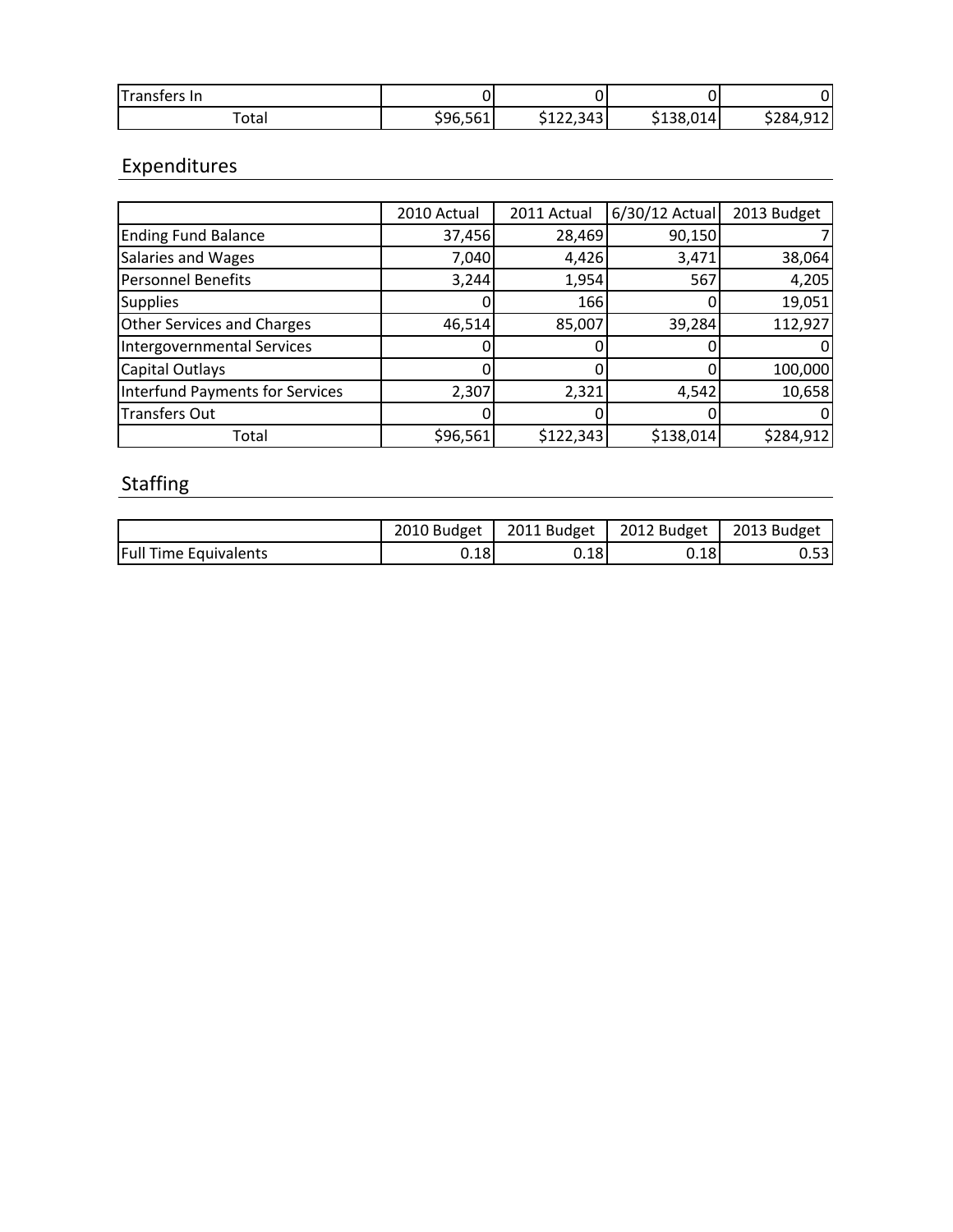| | | | | |
|---|---|---|---|---|
| Transfers In | 0 | 0 | 0 | 0 |
| Total | $96,561 | $122,343 | $138,014 | $284,912 |

## Expenditures

| | 2010 Actual | 2011 Actual | 6/30/12 Actual | 2013 Budget |
|---|---|---|---|---|
| Ending Fund Balance | 37,456 | 28,469 | 90,150 | 7 |
| Salaries and Wages | 7,040 | 4,426 | 3,471 | 38,064 |
| Personnel Benefits | 3,244 | 1,954 | 567 | 4,205 |
| Supplies | 0 | 166 | 0 | 19,051 |
| Other Services and Charges | 46,514 | 85,007 | 39,284 | 112,927 |
| Intergovernmental Services | 0 | 0 | 0 | 0 |
| Capital Outlays | 0 | 0 | 0 | 100,000 |
| Interfund Payments for Services | 2,307 | 2,321 | 4,542 | 10,658 |
| Transfers Out | 0 | 0 | 0 | 0 |
| Total | $96,561 | $122,343 | $138,014 | $284,912 |

## Staffing

| | 2010 Budget | 2011 Budget | 2012 Budget | 2013 Budget |
|---|---|---|---|---|
| Full Time Equivalents | 0.18 | 0.18 | 0.18 | 0.53 |